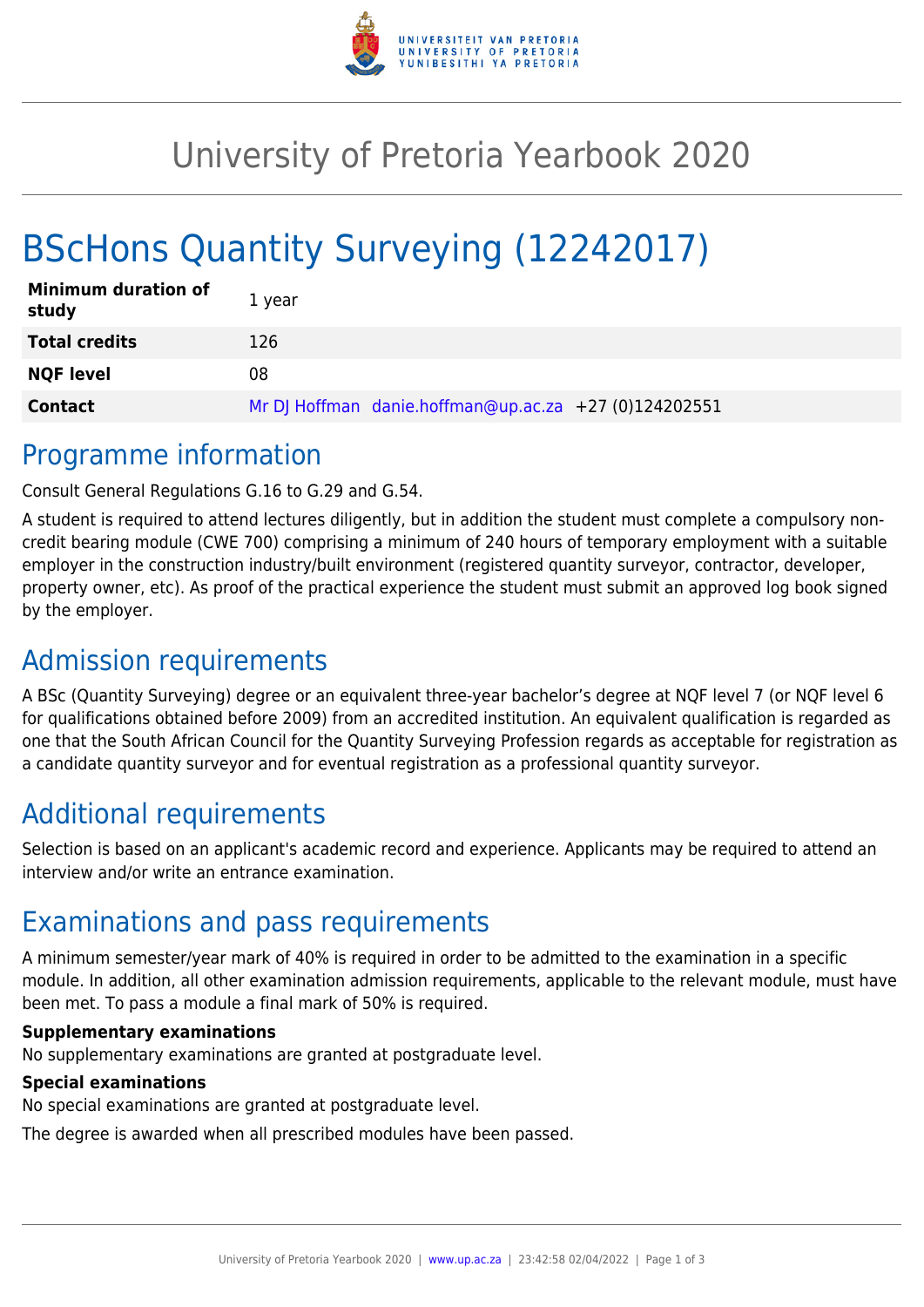# University of Pretoria Yearbook 2020

# BScHons Quantity Surveying (12242017)

| | |
|---|---|
| **Minimum duration of study** | 1 year |
| **Total credits** | 126 |
| **NQF level** | 08 |
| **Contact** | Mr DJ Hoffman danie.hoffman@up.ac.za +27 (0)124202551 |

## Programme information

Consult General Regulations G.16 to G.29 and G.54.

A student is required to attend lectures diligently, but in addition the student must complete a compulsory non-credit bearing module (CWE 700) comprising a minimum of 240 hours of temporary employment with a suitable employer in the construction industry/built environment (registered quantity surveyor, contractor, developer, property owner, etc). As proof of the practical experience the student must submit an approved log book signed by the employer.

## Admission requirements

A BSc (Quantity Surveying) degree or an equivalent three-year bachelor's degree at NQF level 7 (or NQF level 6 for qualifications obtained before 2009) from an accredited institution. An equivalent qualification is regarded as one that the South African Council for the Quantity Surveying Profession regards as acceptable for registration as a candidate quantity surveyor and for eventual registration as a professional quantity surveyor.

## Additional requirements

Selection is based on an applicant's academic record and experience. Applicants may be required to attend an interview and/or write an entrance examination.

## Examinations and pass requirements

A minimum semester/year mark of 40% is required in order to be admitted to the examination in a specific module. In addition, all other examination admission requirements, applicable to the relevant module, must have been met. To pass a module a final mark of 50% is required.

**Supplementary examinations**

No supplementary examinations are granted at postgraduate level.

**Special examinations**

No special examinations are granted at postgraduate level.

The degree is awarded when all prescribed modules have been passed.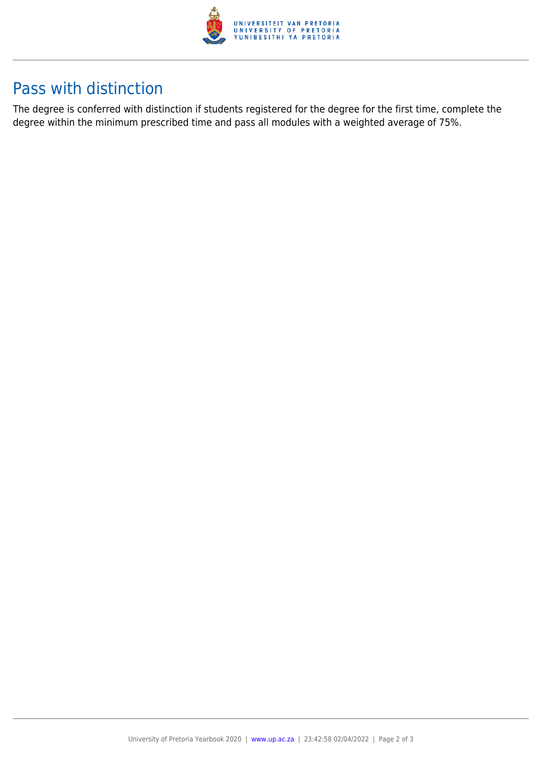## Pass with distinction

The degree is conferred with distinction if students registered for the degree for the first time, complete the degree within the minimum prescribed time and pass all modules with a weighted average of 75%.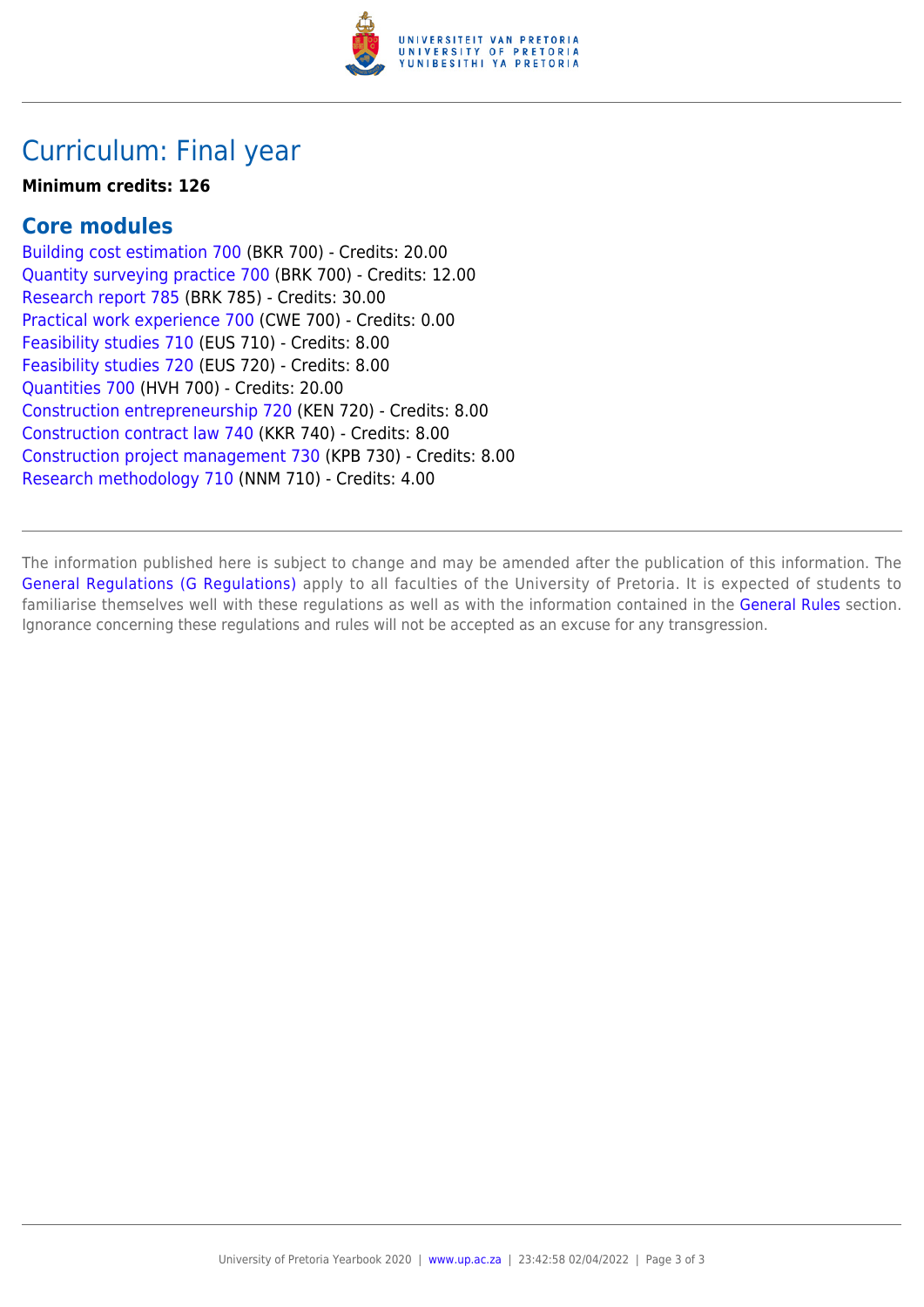## Curriculum: Final year

**Minimum credits: 126**

### Core modules

Building cost estimation 700 (BKR 700) - Credits: 20.00
Quantity surveying practice 700 (BRK 700) - Credits: 12.00
Research report 785 (BRK 785) - Credits: 30.00
Practical work experience 700 (CWE 700) - Credits: 0.00
Feasibility studies 710 (EUS 710) - Credits: 8.00
Feasibility studies 720 (EUS 720) - Credits: 8.00
Quantities 700 (HVH 700) - Credits: 20.00
Construction entrepreneurship 720 (KEN 720) - Credits: 8.00
Construction contract law 740 (KKR 740) - Credits: 8.00
Construction project management 730 (KPB 730) - Credits: 8.00
Research methodology 710 (NNM 710) - Credits: 4.00

The information published here is subject to change and may be amended after the publication of this information. The General Regulations (G Regulations) apply to all faculties of the University of Pretoria. It is expected of students to familiarise themselves well with these regulations as well as with the information contained in the General Rules section. Ignorance concerning these regulations and rules will not be accepted as an excuse for any transgression.